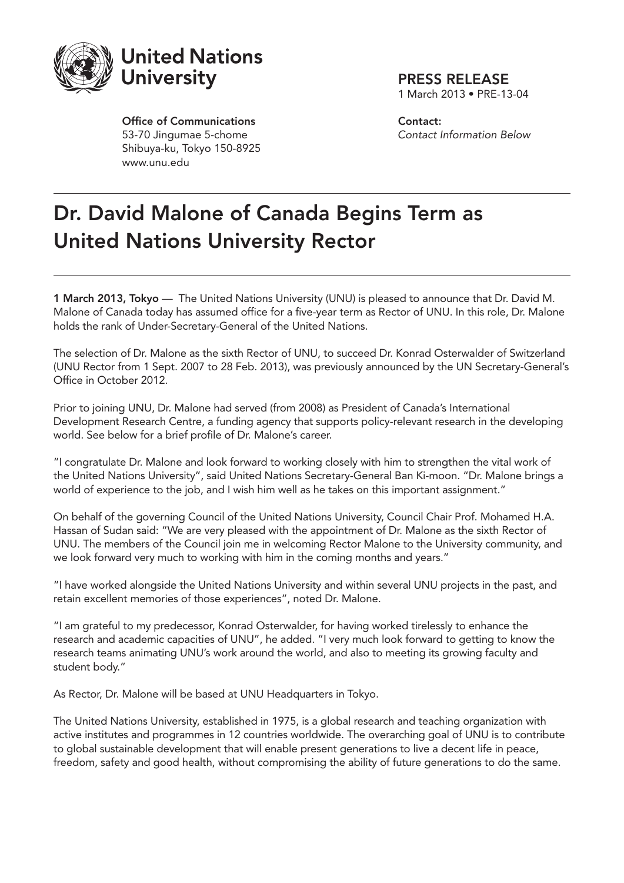United Nations University

**Office of Communications**
53-70 Jingumae 5-chome
Shibuya-ku, Tokyo 150-8925
www.unu.edu

PRESS RELEASE
1 March 2013 • PRE-13-04

**Contact:**
*Contact Information Below*

# Dr. David Malone of Canada Begins Term as United Nations University Rector

**1 March 2013, Tokyo** — The United Nations University (UNU) is pleased to announce that Dr. David M. Malone of Canada today has assumed office for a five-year term as Rector of UNU. In this role, Dr. Malone holds the rank of Under-Secretary-General of the United Nations.

The selection of Dr. Malone as the sixth Rector of UNU, to succeed Dr. Konrad Osterwalder of Switzerland (UNU Rector from 1 Sept. 2007 to 28 Feb. 2013), was previously announced by the UN Secretary-General's Office in October 2012.

Prior to joining UNU, Dr. Malone had served (from 2008) as President of Canada's International Development Research Centre, a funding agency that supports policy-relevant research in the developing world. See below for a brief profile of Dr. Malone's career.

"I congratulate Dr. Malone and look forward to working closely with him to strengthen the vital work of the United Nations University", said United Nations Secretary-General Ban Ki-moon. "Dr. Malone brings a world of experience to the job, and I wish him well as he takes on this important assignment."

On behalf of the governing Council of the United Nations University, Council Chair Prof. Mohamed H.A. Hassan of Sudan said: "We are very pleased with the appointment of Dr. Malone as the sixth Rector of UNU. The members of the Council join me in welcoming Rector Malone to the University community, and we look forward very much to working with him in the coming months and years."

"I have worked alongside the United Nations University and within several UNU projects in the past, and retain excellent memories of those experiences", noted Dr. Malone.

"I am grateful to my predecessor, Konrad Osterwalder, for having worked tirelessly to enhance the research and academic capacities of UNU", he added. "I very much look forward to getting to know the research teams animating UNU's work around the world, and also to meeting its growing faculty and student body."

As Rector, Dr. Malone will be based at UNU Headquarters in Tokyo.

The United Nations University, established in 1975, is a global research and teaching organization with active institutes and programmes in 12 countries worldwide. The overarching goal of UNU is to contribute to global sustainable development that will enable present generations to live a decent life in peace, freedom, safety and good health, without compromising the ability of future generations to do the same.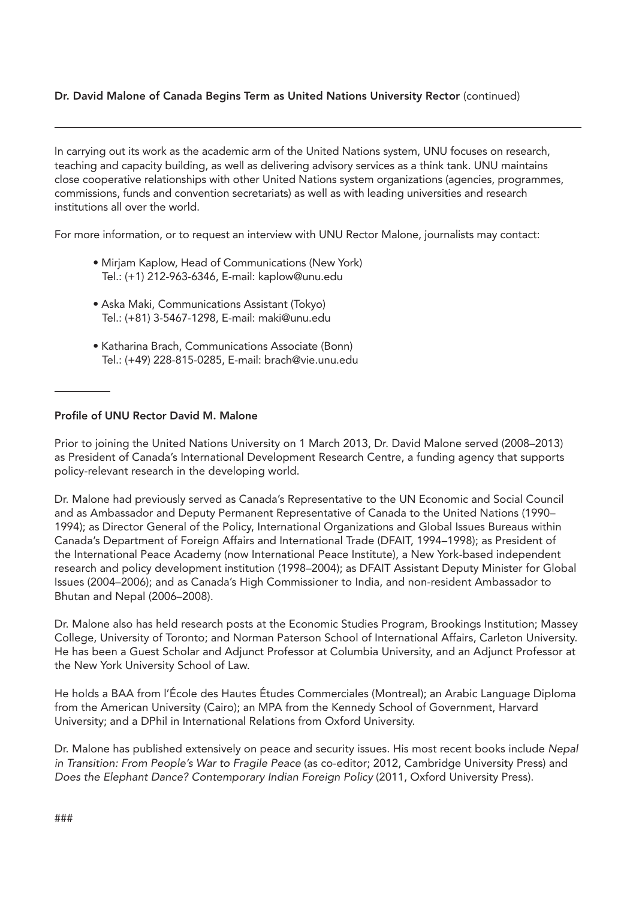**Dr. David Malone of Canada Begins Term as United Nations University Rector** (continued)

---

In carrying out its work as the academic arm of the United Nations system, UNU focuses on research, teaching and capacity building, as well as delivering advisory services as a think tank. UNU maintains close cooperative relationships with other United Nations system organizations (agencies, programmes, commissions, funds and convention secretariats) as well as with leading universities and research institutions all over the world.

For more information, or to request an interview with UNU Rector Malone, journalists may contact:

- Mirjam Kaplow, Head of Communications (New York)
  Tel.: (+1) 212-963-6346, E-mail: kaplow@unu.edu

- Aska Maki, Communications Assistant (Tokyo)
  Tel.: (+81) 3-5467-1298, E-mail: maki@unu.edu

- Katharina Brach, Communications Associate (Bonn)
  Tel.: (+49) 228-815-0285, E-mail: brach@vie.unu.edu

---

**Profile of UNU Rector David M. Malone**

Prior to joining the United Nations University on 1 March 2013, Dr. David Malone served (2008–2013) as President of Canada's International Development Research Centre, a funding agency that supports policy-relevant research in the developing world.

Dr. Malone had previously served as Canada's Representative to the UN Economic and Social Council and as Ambassador and Deputy Permanent Representative of Canada to the United Nations (1990–1994); as Director General of the Policy, International Organizations and Global Issues Bureaus within Canada's Department of Foreign Affairs and International Trade (DFAIT, 1994–1998); as President of the International Peace Academy (now International Peace Institute), a New York-based independent research and policy development institution (1998–2004); as DFAIT Assistant Deputy Minister for Global Issues (2004–2006); and as Canada's High Commissioner to India, and non-resident Ambassador to Bhutan and Nepal (2006–2008).

Dr. Malone also has held research posts at the Economic Studies Program, Brookings Institution; Massey College, University of Toronto; and Norman Paterson School of International Affairs, Carleton University. He has been a Guest Scholar and Adjunct Professor at Columbia University, and an Adjunct Professor at the New York University School of Law.

He holds a BAA from l'École des Hautes Études Commerciales (Montreal); an Arabic Language Diploma from the American University (Cairo); an MPA from the Kennedy School of Government, Harvard University; and a DPhil in International Relations from Oxford University.

Dr. Malone has published extensively on peace and security issues. His most recent books include *Nepal in Transition: From People's War to Fragile Peace* (as co-editor; 2012, Cambridge University Press) and *Does the Elephant Dance? Contemporary Indian Foreign Policy* (2011, Oxford University Press).

###